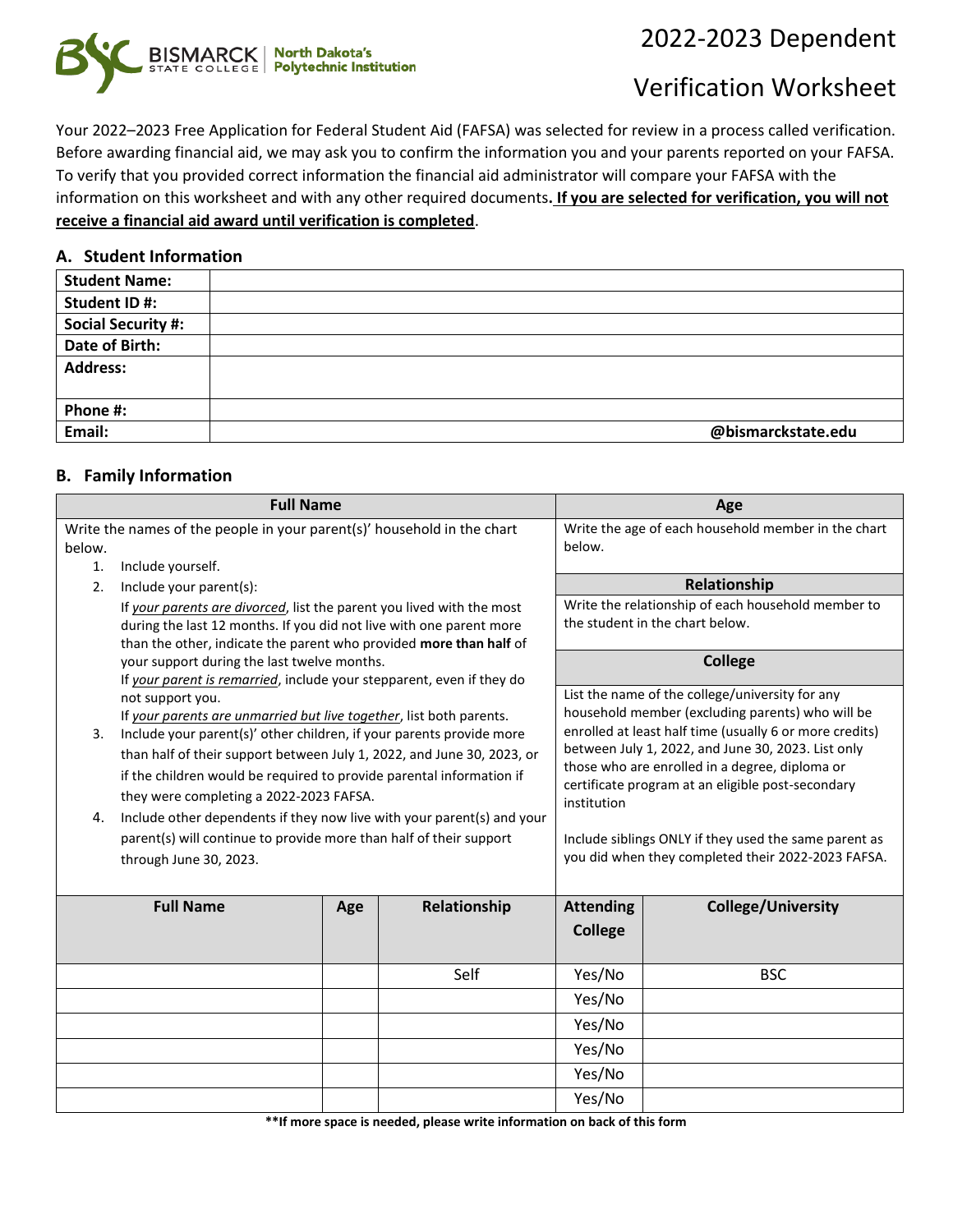# 2022-2023 Dependent Verification Worksheet

Your 2022–2023 Free Application for Federal Student Aid (FAFSA) was selected for review in a process called verification. Before awarding financial aid, we may ask you to confirm the information you and your parents reported on your FAFSA. To verify that you provided correct information the financial aid administrator will compare your FAFSA with the information on this worksheet and with any other required documents. **If you are selected for verification, you will not receive a financial aid award until verification is completed**.

## A. Student Information

| | |
|---|---|
| **Student Name:** | |
| **Student ID #:** | |
| **Social Security #:** | |
| **Date of Birth:** | |
| **Address:** | |
| **Phone #:** | |
| **Email:** | **@bismarckstate.edu** |

## B. Family Information

**Full Name**

Write the names of the people in your parent(s)' household in the chart below.

1. Include yourself.
2. Include your parent(s):
   If *your parents are divorced*, list the parent you lived with the most during the last 12 months. If you did not live with one parent more than the other, indicate the parent who provided **more than half** of your support during the last twelve months.
   If *your parent is remarried*, include your stepparent, even if they do not support you.
   If *your parents are unmarried but live together*, list both parents.
3. Include your parent(s)' other children, if your parents provide more than half of their support between July 1, 2022, and June 30, 2023, or if the children would be required to provide parental information if they were completing a 2022-2023 FAFSA.
4. Include other dependents if they now live with your parent(s) and your parent(s) will continue to provide more than half of their support through June 30, 2023.

**Age**

Write the age of each household member in the chart below.

**Relationship**

Write the relationship of each household member to the student in the chart below.

**College**

List the name of the college/university for any household member (excluding parents) who will be enrolled at least half time (usually 6 or more credits) between July 1, 2022, and June 30, 2023. List only those who are enrolled in a degree, diploma or certificate program at an eligible post-secondary institution

Include siblings ONLY if they used the same parent as you did when they completed their 2022-2023 FAFSA.

| Full Name | Age | Relationship | Attending College | College/University |
|---|---|---|---|---|
| | | Self | Yes/No | BSC |
| | | | Yes/No | |
| | | | Yes/No | |
| | | | Yes/No | |
| | | | Yes/No | |
| | | | Yes/No | |

**\*\*If more space is needed, please write information on back of this form**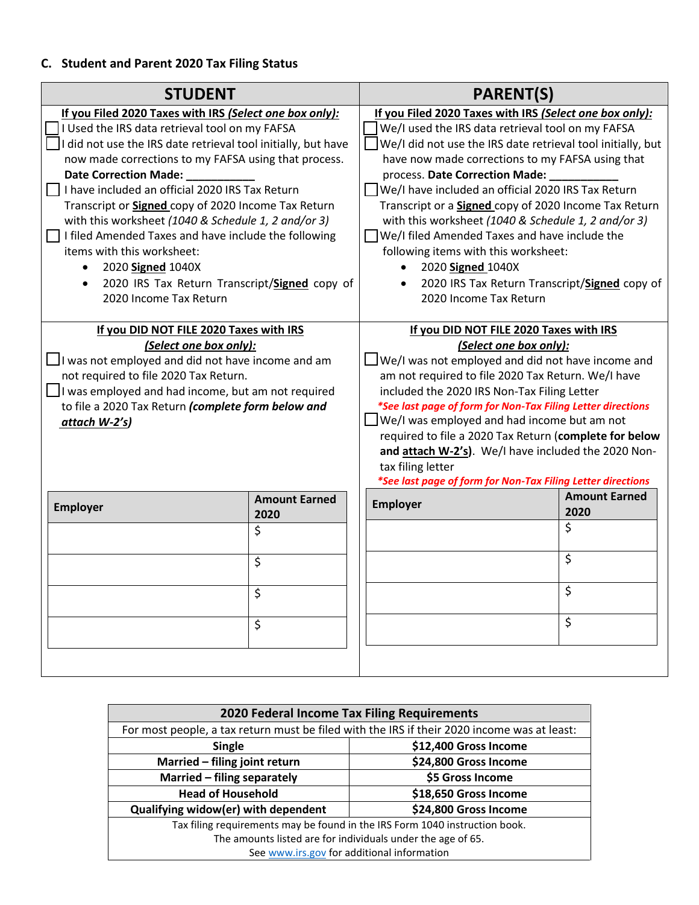## C. Student and Parent 2020 Tax Filing Status

### STUDENT

**If you Filed 2020 Taxes with IRS *(Select one box only)*:**

☐ I Used the IRS data retrieval tool on my FAFSA

☐ I did not use the IRS date retrieval tool initially, but have now made corrections to my FAFSA using that process.
**Date Correction Made: ___________**

☐ I have included an official 2020 IRS Tax Return Transcript or **Signed** copy of 2020 Income Tax Return with this worksheet *(1040 & Schedule 1, 2 and/or 3)*

☐ I filed Amended Taxes and have include the following items with this worksheet:

- 2020 **Signed** 1040X
- 2020 IRS Tax Return Transcript/**Signed** copy of 2020 Income Tax Return

**If you DID NOT FILE 2020 Taxes with IRS *(Select one box only)*:**

☐ I was not employed and did not have income and am not required to file 2020 Tax Return.

☐ I was employed and had income, but am not required to file a 2020 Tax Return ***(complete form below and attach W-2's)***

| Employer | Amount Earned 2020 |
|---|---|
| | $ |
| | $ |
| | $ |
| | $ |

### PARENT(S)

**If you Filed 2020 Taxes with IRS *(Select one box only)*:**

☐ We/I used the IRS data retrieval tool on my FAFSA

☐ We/I did not use the IRS date retrieval tool initially, but have now made corrections to my FAFSA using that process. **Date Correction Made: ___________**

☐ We/I have included an official 2020 IRS Tax Return Transcript or a **Signed** copy of 2020 Income Tax Return with this worksheet *(1040 & Schedule 1, 2 and/or 3)*

☐ We/I filed Amended Taxes and have include the following items with this worksheet:

- 2020 **Signed** 1040X
- 2020 IRS Tax Return Transcript/**Signed** copy of 2020 Income Tax Return

**If you DID NOT FILE 2020 Taxes with IRS *(Select one box only)*:**

☐ We/I was not employed and did not have income and am not required to file 2020 Tax Return. We/I have included the 2020 IRS Non-Tax Filing Letter
***See last page of form for Non-Tax Filing Letter directions***

☐ We/I was employed and had income but am not required to file a 2020 Tax Return (**complete for below and attach W-2's**). We/I have included the 2020 Non-tax filing letter
***See last page of form for Non-Tax Filing Letter directions***

| Employer | Amount Earned 2020 |
|---|---|
| | $ |
| | $ |
| | $ |
| | $ |

| 2020 Federal Income Tax Filing Requirements | |
|---|---|
| For most people, a tax return must be filed with the IRS if their 2020 income was at least: | |
| **Single** | **$12,400 Gross Income** |
| **Married – filing joint return** | **$24,800 Gross Income** |
| **Married – filing separately** | **$5 Gross Income** |
| **Head of Household** | **$18,650 Gross Income** |
| **Qualifying widow(er) with dependent** | **$24,800 Gross Income** |
| Tax filing requirements may be found in the IRS Form 1040 instruction book. The amounts listed are for individuals under the age of 65. See www.irs.gov for additional information | |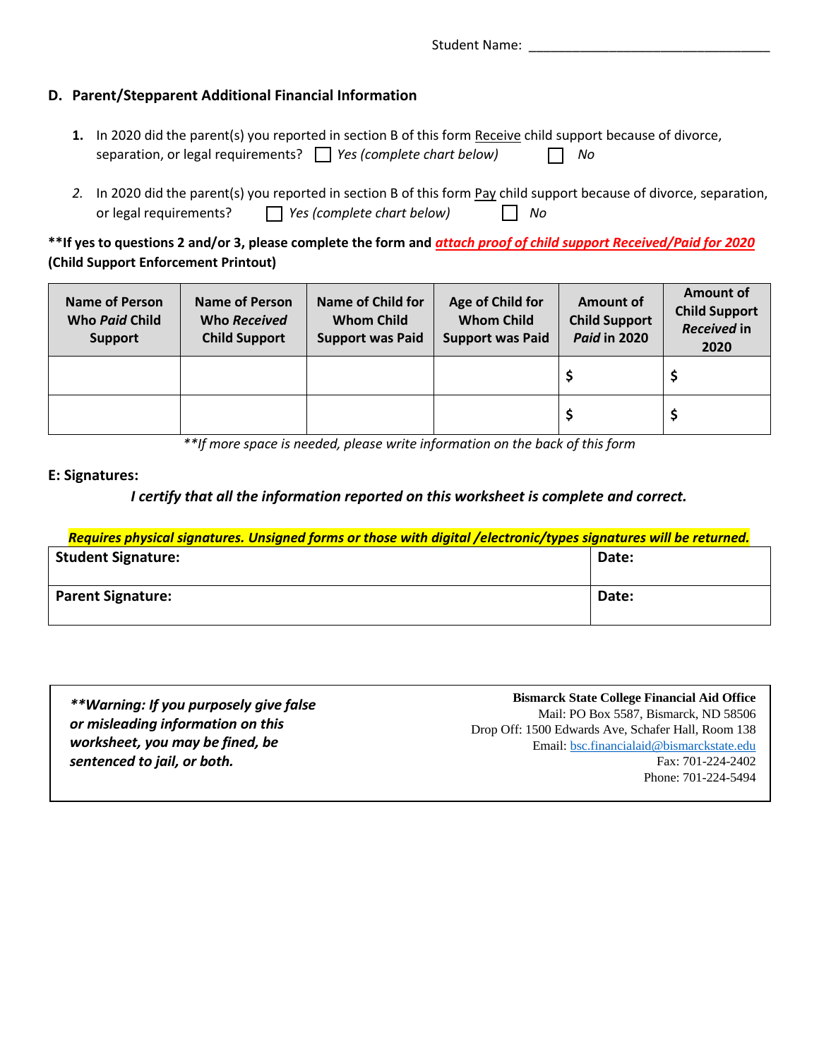Student Name: ________________________________

## D. Parent/Stepparent Additional Financial Information

1. In 2020 did the parent(s) you reported in section B of this form Receive child support because of divorce, separation, or legal requirements? ☐ *Yes (complete chart below)* ☐ *No*

2. In 2020 did the parent(s) you reported in section B of this form Pay child support because of divorce, separation, or legal requirements? ☐ *Yes (complete chart below)* ☐ *No*

**\*\*If yes to questions 2 and/or 3, please complete the form and *attach proof of child support Received/Paid for 2020* (Child Support Enforcement Printout)**

| Name of Person Who *Paid* Child Support | Name of Person Who *Received* Child Support | Name of Child for Whom Child Support was Paid | Age of Child for Whom Child Support was Paid | Amount of Child Support *Paid* in 2020 | Amount of Child Support *Received* in 2020 |
|---|---|---|---|---|---|
| | | | | $ | $ |
| | | | | $ | $ |

*\*\*If more space is needed, please write information on the back of this form*

### E: Signatures:

***I certify that all the information reported on this worksheet is complete and correct.***

***Requires physical signatures. Unsigned forms or those with digital /electronic/types signatures will be returned.***

| Student Signature: | Date: |
|---|---|
| **Parent Signature:** | **Date:** |

***\*\*Warning: If you purposely give false or misleading information on this worksheet, you may be fined, be sentenced to jail, or both.***

**Bismarck State College Financial Aid Office**
Mail: PO Box 5587, Bismarck, ND 58506
Drop Off: 1500 Edwards Ave, Schafer Hall, Room 138
Email: bsc.financialaid@bismarckstate.edu
Fax: 701-224-2402
Phone: 701-224-5494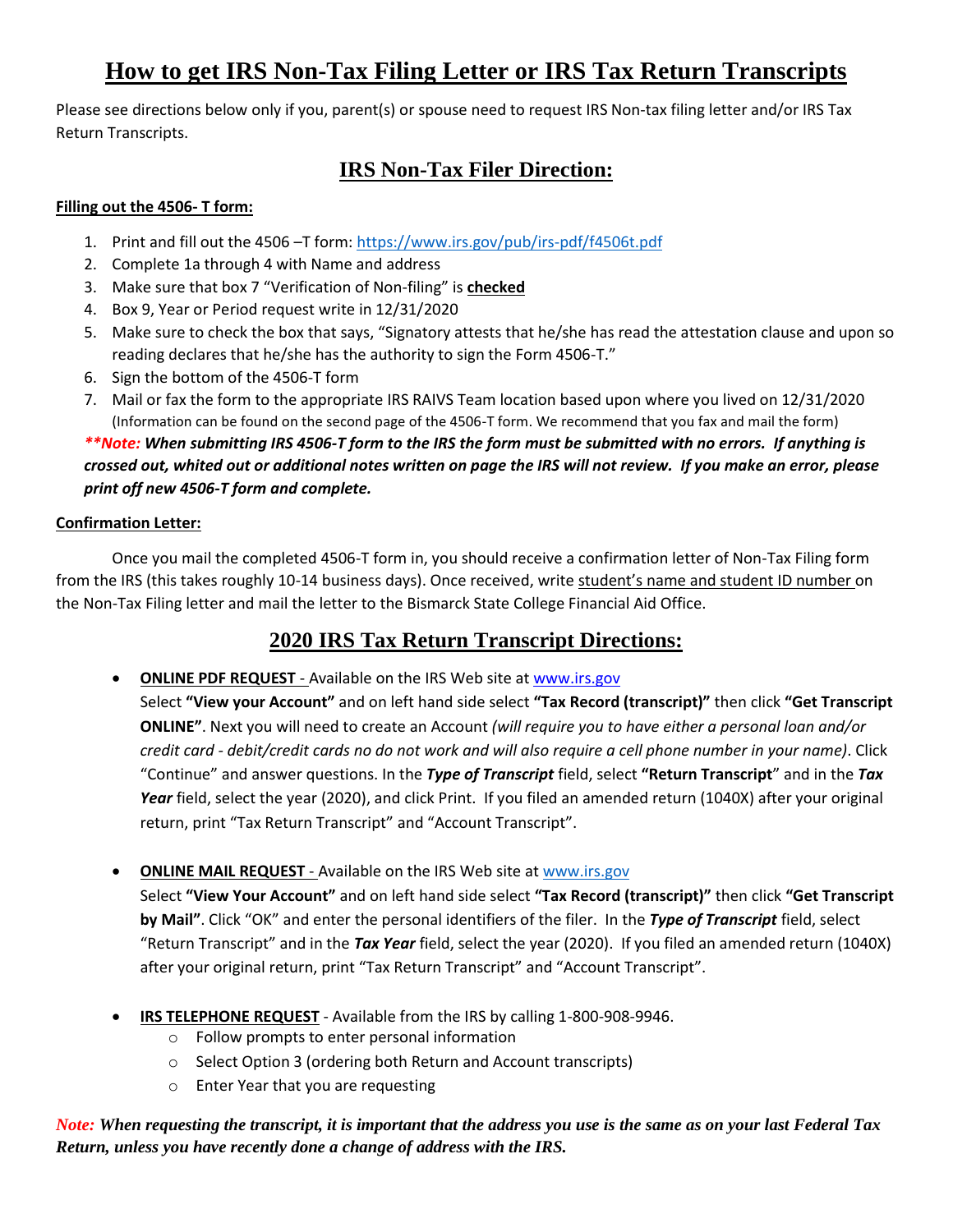# How to get IRS Non-Tax Filing Letter or IRS Tax Return Transcripts

Please see directions below only if you, parent(s) or spouse need to request IRS Non-tax filing letter and/or IRS Tax Return Transcripts.

## IRS Non-Tax Filer Direction:

**Filling out the 4506- T form:**

1. Print and fill out the 4506 –T form: https://www.irs.gov/pub/irs-pdf/f4506t.pdf
2. Complete 1a through 4 with Name and address
3. Make sure that box 7 "Verification of Non-filing" is **checked**
4. Box 9, Year or Period request write in 12/31/2020
5. Make sure to check the box that says, "Signatory attests that he/she has read the attestation clause and upon so reading declares that he/she has the authority to sign the Form 4506-T."
6. Sign the bottom of the 4506-T form
7. Mail or fax the form to the appropriate IRS RAIVS Team location based upon where you lived on 12/31/2020 (Information can be found on the second page of the 4506-T form. We recommend that you fax and mail the form)

***\*\*Note: When submitting IRS 4506-T form to the IRS the form must be submitted with no errors. If anything is crossed out, whited out or additional notes written on page the IRS will not review. If you make an error, please print off new 4506-T form and complete.***

**Confirmation Letter:**

Once you mail the completed 4506-T form in, you should receive a confirmation letter of Non-Tax Filing form from the IRS (this takes roughly 10-14 business days). Once received, write student's name and student ID number on the Non-Tax Filing letter and mail the letter to the Bismarck State College Financial Aid Office.

## 2020 IRS Tax Return Transcript Directions:

- **ONLINE PDF REQUEST** - Available on the IRS Web site at www.irs.gov
  Select **"View your Account"** and on left hand side select **"Tax Record (transcript)"** then click **"Get Transcript ONLINE"**. Next you will need to create an Account *(will require you to have either a personal loan and/or credit card - debit/credit cards no do not work and will also require a cell phone number in your name)*. Click "Continue" and answer questions. In the ***Type of Transcript*** field, select **"Return Transcript"** and in the ***Tax Year*** field, select the year (2020), and click Print. If you filed an amended return (1040X) after your original return, print "Tax Return Transcript" and "Account Transcript".

- **ONLINE MAIL REQUEST** - Available on the IRS Web site at www.irs.gov
  Select **"View Your Account"** and on left hand side select **"Tax Record (transcript)"** then click **"Get Transcript by Mail"**. Click "OK" and enter the personal identifiers of the filer. In the ***Type of Transcript*** field, select "Return Transcript" and in the ***Tax Year*** field, select the year (2020). If you filed an amended return (1040X) after your original return, print "Tax Return Transcript" and "Account Transcript".

- **IRS TELEPHONE REQUEST** - Available from the IRS by calling 1-800-908-9946.
  - Follow prompts to enter personal information
  - Select Option 3 (ordering both Return and Account transcripts)
  - Enter Year that you are requesting

***Note: When requesting the transcript, it is important that the address you use is the same as on your last Federal Tax Return, unless you have recently done a change of address with the IRS.***